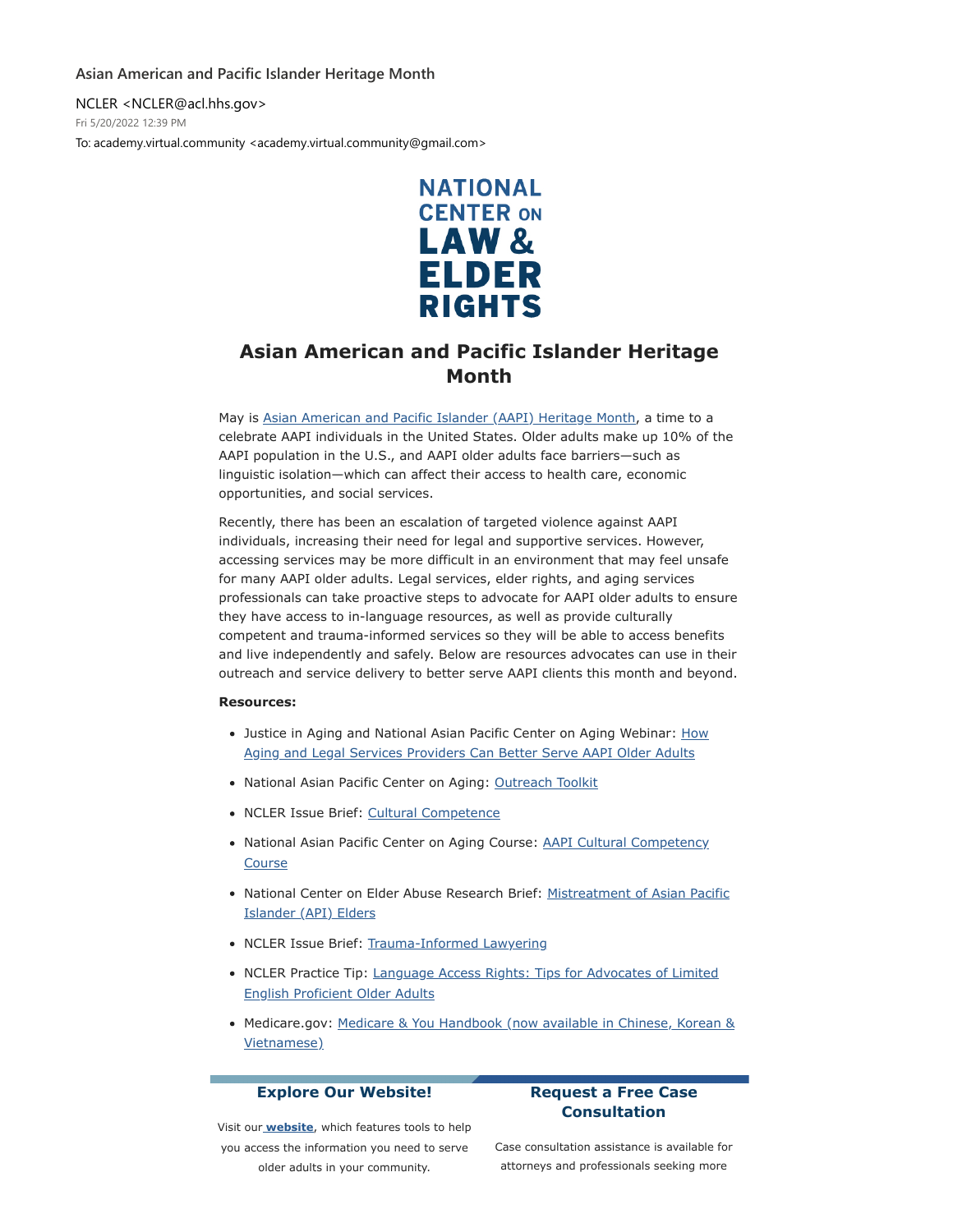Asian American and Pacific Islander Heritage Month

NCLER <NCLER@acl.hhs.gov>
Fri 5/20/2022 12:39 PM
To: academy.virtual.community <academy.virtual.community@gmail.com>

NATIONAL CENTER ON LAW & ELDER RIGHTS

# Asian American and Pacific Islander Heritage Month

May is Asian American and Pacific Islander (AAPI) Heritage Month, a time to a celebrate AAPI individuals in the United States. Older adults make up 10% of the AAPI population in the U.S., and AAPI older adults face barriers—such as linguistic isolation—which can affect their access to health care, economic opportunities, and social services.

Recently, there has been an escalation of targeted violence against AAPI individuals, increasing their need for legal and supportive services. However, accessing services may be more difficult in an environment that may feel unsafe for many AAPI older adults. Legal services, elder rights, and aging services professionals can take proactive steps to advocate for AAPI older adults to ensure they have access to in-language resources, as well as provide culturally competent and trauma-informed services so they will be able to access benefits and live independently and safely. Below are resources advocates can use in their outreach and service delivery to better serve AAPI clients this month and beyond.

**Resources:**

- Justice in Aging and National Asian Pacific Center on Aging Webinar: How Aging and Legal Services Providers Can Better Serve AAPI Older Adults
- National Asian Pacific Center on Aging: Outreach Toolkit
- NCLER Issue Brief: Cultural Competence
- National Asian Pacific Center on Aging Course: AAPI Cultural Competency Course
- National Center on Elder Abuse Research Brief: Mistreatment of Asian Pacific Islander (API) Elders
- NCLER Issue Brief: Trauma-Informed Lawyering
- NCLER Practice Tip: Language Access Rights: Tips for Advocates of Limited English Proficient Older Adults
- Medicare.gov: Medicare & You Handbook (now available in Chinese, Korean & Vietnamese)

## Explore Our Website!

Visit our **website**, which features tools to help you access the information you need to serve older adults in your community.

## Request a Free Case Consultation

Case consultation assistance is available for attorneys and professionals seeking more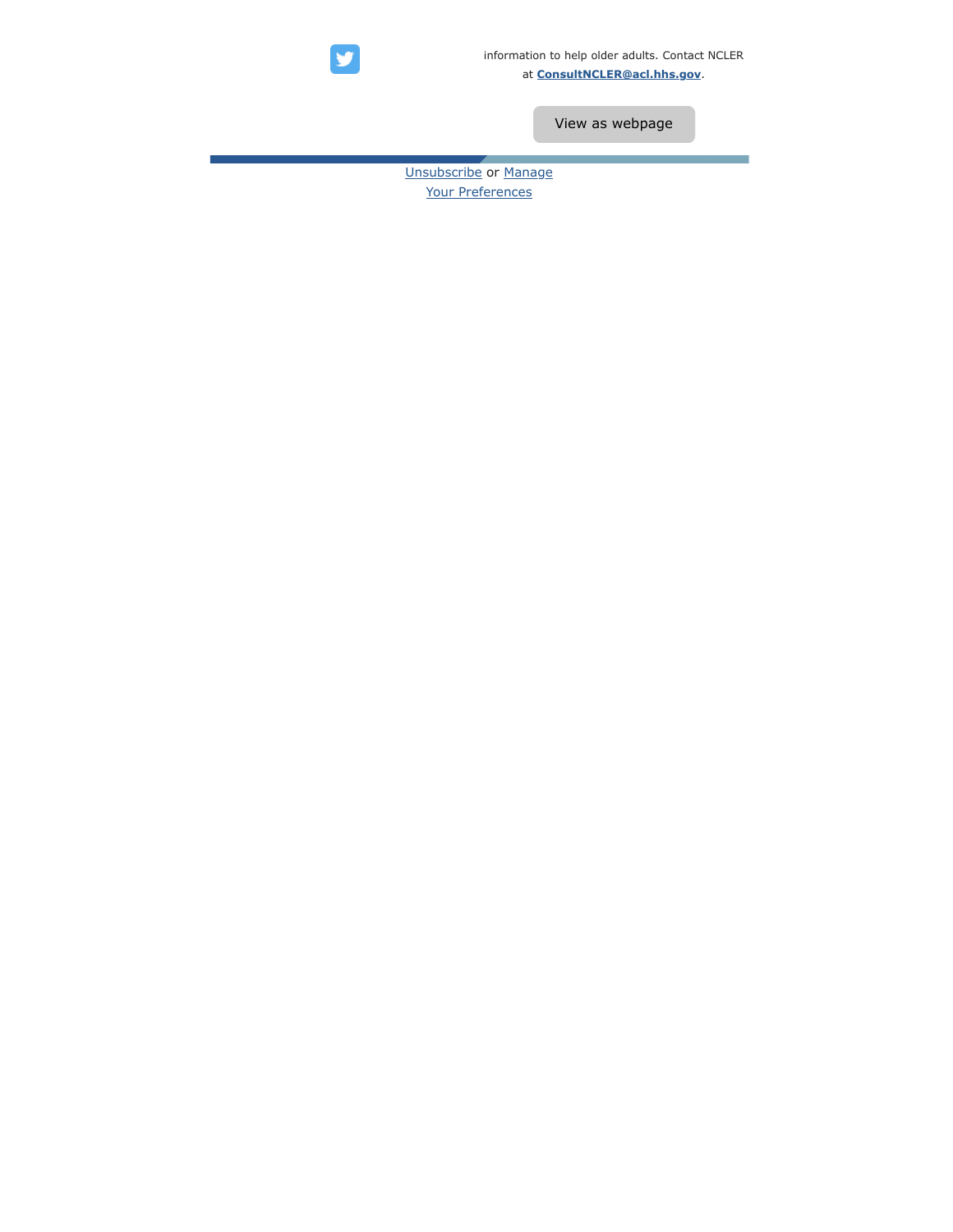information to help older adults. Contact NCLER at **ConsultNCLER@acl.hhs.gov**.

View as webpage

Unsubscribe or Manage Your Preferences